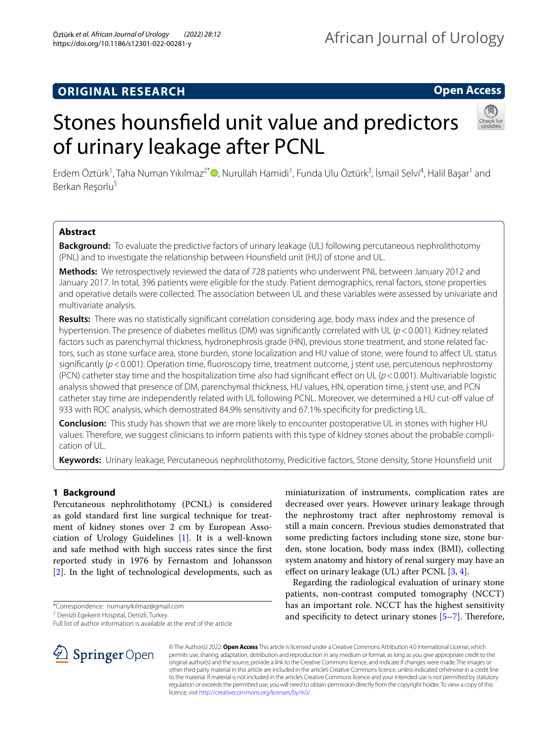ORIGINAL RESEARCH

Open Access

# Stones hounsfield unit value and predictors of urinary leakage after PCNL

Erdem Öztürk[1], Taha Numan Yıkılmaz[2*], Nurullah Hamidi[1], Funda Ulu Öztürk[3], İsmail Selvi[4], Halil Başar[1] and Berkan Reşorlu[5]

## Abstract

**Background:** To evaluate the predictive factors of urinary leakage (UL) following percutaneous nephrolithotomy (PNL) and to investigate the relationship between Hounsfield unit (HU) of stone and UL.

**Methods:** We retrospectively reviewed the data of 728 patients who underwent PNL between January 2012 and January 2017. In total, 396 patients were eligible for the study. Patient demographics, renal factors, stone properties and operative details were collected. The association between UL and these variables were assessed by univariate and multivariate analysis.

**Results:** There was no statistically significant correlation considering age, body mass index and the presence of hypertension. The presence of diabetes mellitus (DM) was significantly correlated with UL ($p < 0.001$). Kidney related factors such as parenchymal thickness, hydronephrosis grade (HN), previous stone treatment, and stone related factors, such as stone surface area, stone burden, stone localization and HU value of stone, were found to affect UL status significantly ($p < 0.001$). Operation time, fluoroscopy time, treatment outcome, j stent use, percutenous nephrostomy (PCN) catheter stay time and the hospitalization time also had significant effect on UL ($p < 0.001$). Multivariable logistic analysis showed that presence of DM, parenchymal thickness, HU values, HN, operation time, j stent use, and PCN catheter stay time are independently related with UL following PCNL. Moreover, we determined a HU cut-off value of 933 with ROC analysis, which demostrated 84.9% sensitivity and 67.1% specificity for predicting UL.

**Conclusion:** This study has shown that we are more likely to encounter postoperative UL in stones with higher HU values. Therefore, we suggest clinicians to inform patients with this type of kidney stones about the probable complication of UL.

**Keywords:** Urinary leakage, Percutaneous nephrolithotomy, Predicitive factors, Stone density, Stone Hounsfield unit

## 1 Background

Percutaneous nephrolithotomy (PCNL) is considered as gold standard first line surgical technique for treatment of kidney stones over 2 cm by European Association of Urology Guidelines [1]. It is a well-known and safe method with high success rates since the first reported study in 1976 by Fernastom and Johansson [2]. In the light of technological developments, such as miniaturization of instruments, complication rates are decreased over years. However urinary leakage through the nephrostomy tract after nephrostomy removal is still a main concern. Previous studies demonstrated that some predicting factors including stone size, stone burden, stone location, body mass index (BMI), collecting system anatomy and history of renal surgery may have an effect on urinary leakage (UL) after PCNL [3, 4].

Regarding the radiological evaluation of urinary stone patients, non-contrast computed tomography (NCCT) has an important role. NCCT has the highest sensitivity and specificity to detect urinary stones [5–7]. Therefore,

*Correspondence: numanyikilmaz@gmail.com

[2] Denizli Egekent Hospital, Denizli, Turkey

Full list of author information is available at the end of the article

© The Author(s) 2022. **Open Access** This article is licensed under a Creative Commons Attribution 4.0 International License, which permits use, sharing, adaptation, distribution and reproduction in any medium or format, as long as you give appropriate credit to the original author(s) and the source, provide a link to the Creative Commons licence, and indicate if changes were made. The images or other third party material in this article are included in the article's Creative Commons licence, unless indicated otherwise in a credit line to the material. If material is not included in the article's Creative Commons licence and your intended use is not permitted by statutory regulation or exceeds the permitted use, you will need to obtain permission directly from the copyright holder. To view a copy of this licence, visit http://creativecommons.org/licenses/by/4.0/.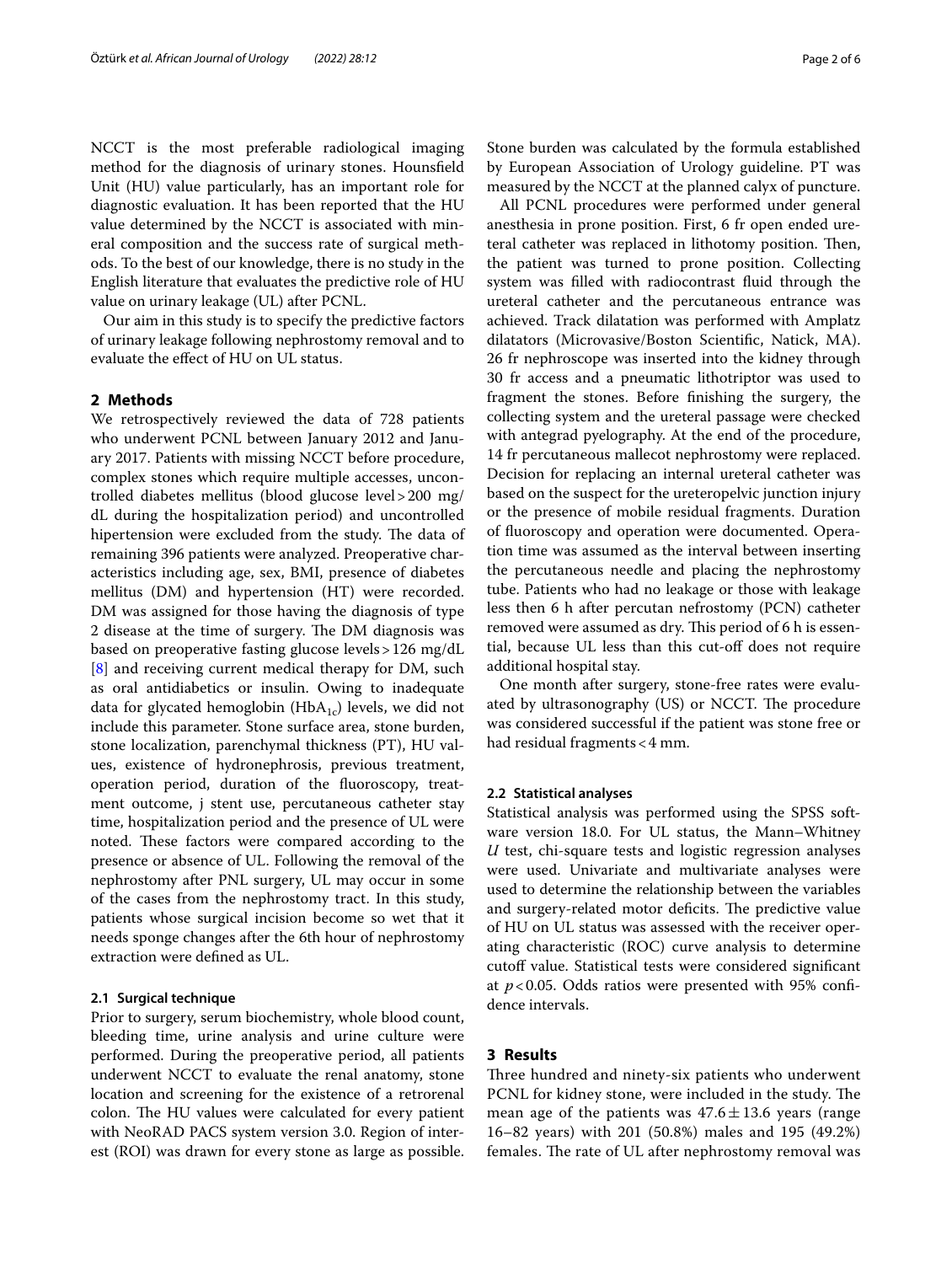NCCT is the most preferable radiological imaging method for the diagnosis of urinary stones. Hounsfield Unit (HU) value particularly, has an important role for diagnostic evaluation. It has been reported that the HU value determined by the NCCT is associated with mineral composition and the success rate of surgical methods. To the best of our knowledge, there is no study in the English literature that evaluates the predictive role of HU value on urinary leakage (UL) after PCNL.

Our aim in this study is to specify the predictive factors of urinary leakage following nephrostomy removal and to evaluate the effect of HU on UL status.

## 2 Methods

We retrospectively reviewed the data of 728 patients who underwent PCNL between January 2012 and January 2017. Patients with missing NCCT before procedure, complex stones which require multiple accesses, uncontrolled diabetes mellitus (blood glucose level > 200 mg/dL during the hospitalization period) and uncontrolled hipertension were excluded from the study. The data of remaining 396 patients were analyzed. Preoperative characteristics including age, sex, BMI, presence of diabetes mellitus (DM) and hypertension (HT) were recorded. DM was assigned for those having the diagnosis of type 2 disease at the time of surgery. The DM diagnosis was based on preoperative fasting glucose levels > 126 mg/dL [8] and receiving current medical therapy for DM, such as oral antidiabetics or insulin. Owing to inadequate data for glycated hemoglobin ($HbA_{1c}$) levels, we did not include this parameter. Stone surface area, stone burden, stone localization, parenchymal thickness (PT), HU values, existence of hydronephrosis, previous treatment, operation period, duration of the fluoroscopy, treatment outcome, j stent use, percutaneous catheter stay time, hospitalization period and the presence of UL were noted. These factors were compared according to the presence or absence of UL. Following the removal of the nephrostomy after PNL surgery, UL may occur in some of the cases from the nephrostomy tract. In this study, patients whose surgical incision become so wet that it needs sponge changes after the 6th hour of nephrostomy extraction were defined as UL.

### 2.1 Surgical technique

Prior to surgery, serum biochemistry, whole blood count, bleeding time, urine analysis and urine culture were performed. During the preoperative period, all patients underwent NCCT to evaluate the renal anatomy, stone location and screening for the existence of a retrorenal colon. The HU values were calculated for every patient with NeoRAD PACS system version 3.0. Region of interest (ROI) was drawn for every stone as large as possible. Stone burden was calculated by the formula established by European Association of Urology guideline. PT was measured by the NCCT at the planned calyx of puncture.

All PCNL procedures were performed under general anesthesia in prone position. First, 6 fr open ended ureteral catheter was replaced in lithotomy position. Then, the patient was turned to prone position. Collecting system was filled with radiocontrast fluid through the ureteral catheter and the percutaneous entrance was achieved. Track dilatation was performed with Amplatz dilatators (Microvasive/Boston Scientific, Natick, MA). 26 fr nephroscope was inserted into the kidney through 30 fr access and a pneumatic lithotriptor was used to fragment the stones. Before finishing the surgery, the collecting system and the ureteral passage were checked with antegrad pyelography. At the end of the procedure, 14 fr percutaneous mallecot nephrostomy were replaced. Decision for replacing an internal ureteral catheter was based on the suspect for the ureteropelvic junction injury or the presence of mobile residual fragments. Duration of fluoroscopy and operation were documented. Operation time was assumed as the interval between inserting the percutaneous needle and placing the nephrostomy tube. Patients who had no leakage or those with leakage less then 6 h after percutan nefrostomy (PCN) catheter removed were assumed as dry. This period of 6 h is essential, because UL less than this cut-off does not require additional hospital stay.

One month after surgery, stone-free rates were evaluated by ultrasonography (US) or NCCT. The procedure was considered successful if the patient was stone free or had residual fragments < 4 mm.

### 2.2 Statistical analyses

Statistical analysis was performed using the SPSS software version 18.0. For UL status, the Mann–Whitney *U* test, chi-square tests and logistic regression analyses were used. Univariate and multivariate analyses were used to determine the relationship between the variables and surgery-related motor deficits. The predictive value of HU on UL status was assessed with the receiver operating characteristic (ROC) curve analysis to determine cutoff value. Statistical tests were considered significant at $p < 0.05$. Odds ratios were presented with 95% confidence intervals.

## 3 Results

Three hundred and ninety-six patients who underwent PCNL for kidney stone, were included in the study. The mean age of the patients was $47.6 \pm 13.6$ years (range 16–82 years) with 201 (50.8%) males and 195 (49.2%) females. The rate of UL after nephrostomy removal was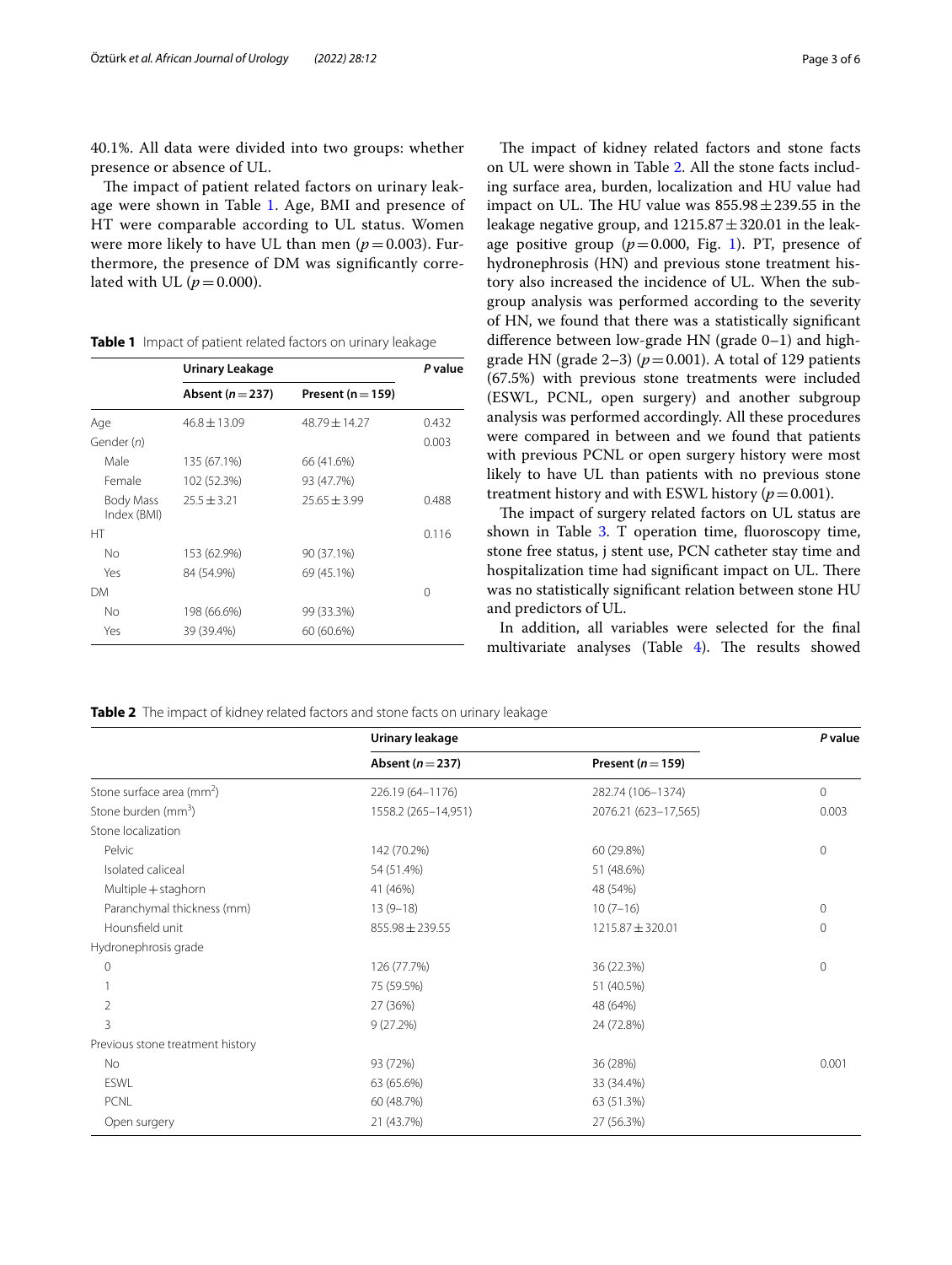40.1%. All data were divided into two groups: whether presence or absence of UL.

The impact of patient related factors on urinary leakage were shown in Table 1. Age, BMI and presence of HT were comparable according to UL status. Women were more likely to have UL than men ($p=0.003$). Furthermore, the presence of DM was significantly correlated with UL ($p=0.000$).

**Table 1** Impact of patient related factors on urinary leakage

| | Urinary Leakage | | P value |
|---|---|---|---|
| | Absent ($n=237$) | Present ($n=159$) | |
| Age | 46.8 ± 13.09 | 48.79 ± 14.27 | 0.432 |
| Gender (n) | | | 0.003 |
| Male | 135 (67.1%) | 66 (41.6%) | |
| Female | 102 (52.3%) | 93 (47.7%) | |
| Body Mass Index (BMI) | 25.5 ± 3.21 | 25.65 ± 3.99 | 0.488 |
| HT | | | 0.116 |
| No | 153 (62.9%) | 90 (37.1%) | |
| Yes | 84 (54.9%) | 69 (45.1%) | |
| DM | | | 0 |
| No | 198 (66.6%) | 99 (33.3%) | |
| Yes | 39 (39.4%) | 60 (60.6%) | |

The impact of kidney related factors and stone facts on UL were shown in Table 2. All the stone facts including surface area, burden, localization and HU value had impact on UL. The HU value was 855.98 ± 239.55 in the leakage negative group, and 1215.87 ± 320.01 in the leakage positive group ($p=0.000$, Fig. 1). PT, presence of hydronephrosis (HN) and previous stone treatment history also increased the incidence of UL. When the subgroup analysis was performed according to the severity of HN, we found that there was a statistically significant difference between low-grade HN (grade 0–1) and high-grade HN (grade 2–3) ($p=0.001$). A total of 129 patients (67.5%) with previous stone treatments were included (ESWL, PCNL, open surgery) and another subgroup analysis was performed accordingly. All these procedures were compared in between and we found that patients with previous PCNL or open surgery history were most likely to have UL than patients with no previous stone treatment history and with ESWL history ($p=0.001$).

The impact of surgery related factors on UL status are shown in Table 3. T operation time, fluoroscopy time, stone free status, j stent use, PCN catheter stay time and hospitalization time had significant impact on UL. There was no statistically significant relation between stone HU and predictors of UL.

In addition, all variables were selected for the final multivariate analyses (Table 4). The results showed

**Table 2** The impact of kidney related factors and stone facts on urinary leakage

| | Urinary leakage | | P value |
|---|---|---|---|
| | Absent ($n=237$) | Present ($n=159$) | |
| Stone surface area (mm$^2$) | 226.19 (64–1176) | 282.74 (106–1374) | 0 |
| Stone burden (mm$^3$) | 1558.2 (265–14,951) | 2076.21 (623–17,565) | 0.003 |
| Stone localization | | | |
| Pelvic | 142 (70.2%) | 60 (29.8%) | 0 |
| Isolated caliceal | 54 (51.4%) | 51 (48.6%) | |
| Multiple + staghorn | 41 (46%) | 48 (54%) | |
| Paranchymal thickness (mm) | 13 (9–18) | 10 (7–16) | 0 |
| Hounsfield unit | 855.98 ± 239.55 | 1215.87 ± 320.01 | 0 |
| Hydronephrosis grade | | | |
| 0 | 126 (77.7%) | 36 (22.3%) | 0 |
| 1 | 75 (59.5%) | 51 (40.5%) | |
| 2 | 27 (36%) | 48 (64%) | |
| 3 | 9 (27.2%) | 24 (72.8%) | |
| Previous stone treatment history | | | |
| No | 93 (72%) | 36 (28%) | 0.001 |
| ESWL | 63 (65.6%) | 33 (34.4%) | |
| PCNL | 60 (48.7%) | 63 (51.3%) | |
| Open surgery | 21 (43.7%) | 27 (56.3%) | |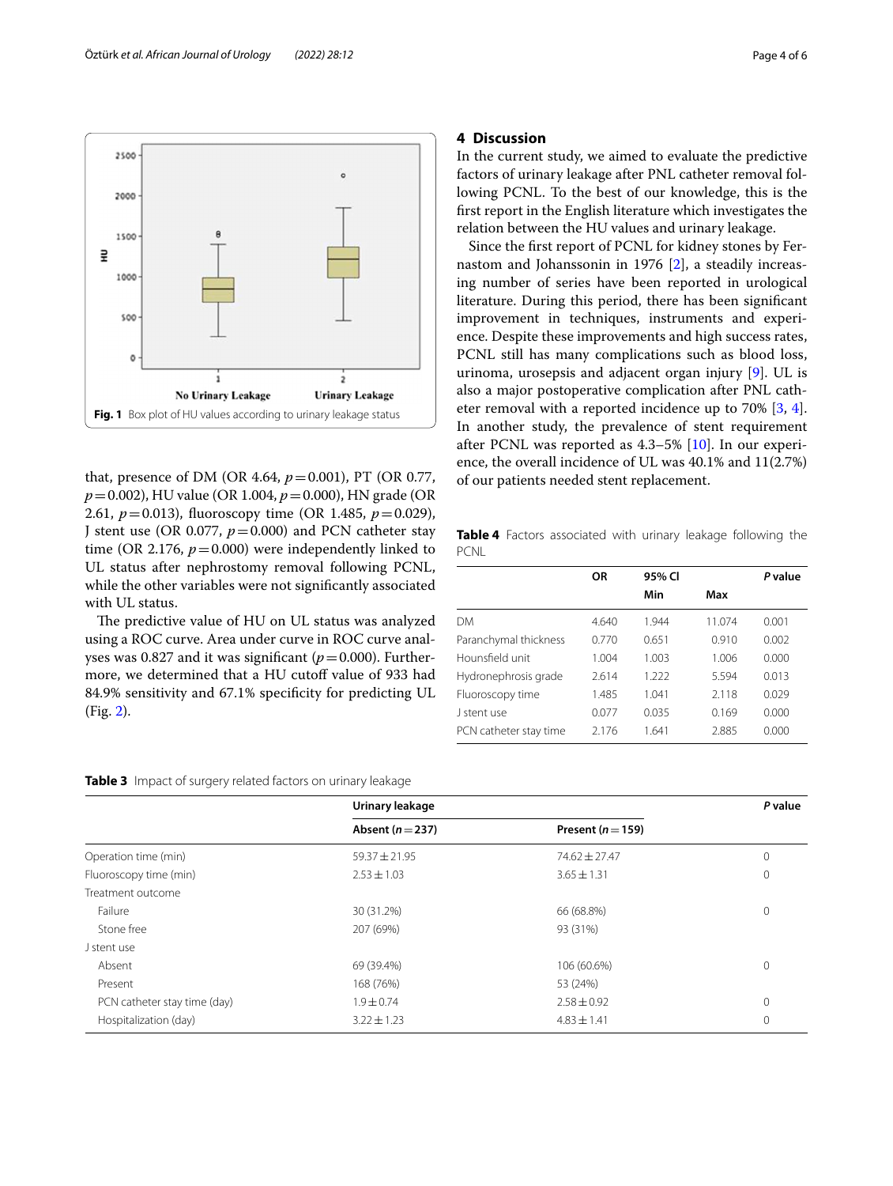Fig. 1 Box plot of HU values according to urinary leakage status

that, presence of DM (OR 4.64, $p = 0.001$), PT (OR 0.77, $p = 0.002$), HU value (OR 1.004, $p = 0.000$), HN grade (OR 2.61, $p = 0.013$), fluoroscopy time (OR 1.485, $p = 0.029$), J stent use (OR 0.077, $p = 0.000$) and PCN catheter stay time (OR 2.176, $p = 0.000$) were independently linked to UL status after nephrostomy removal following PCNL, while the other variables were not significantly associated with UL status.

The predictive value of HU on UL status was analyzed using a ROC curve. Area under curve in ROC curve analyses was 0.827 and it was significant ($p = 0.000$). Furthermore, we determined that a HU cutoff value of 933 had 84.9% sensitivity and 67.1% specificity for predicting UL (Fig. 2).

## 4 Discussion

In the current study, we aimed to evaluate the predictive factors of urinary leakage after PNL catheter removal following PCNL. To the best of our knowledge, this is the first report in the English literature which investigates the relation between the HU values and urinary leakage.

Since the first report of PCNL for kidney stones by Fernastom and Johanssonin in 1976 [2], a steadily increasing number of series have been reported in urological literature. During this period, there has been significant improvement in techniques, instruments and experience. Despite these improvements and high success rates, PCNL still has many complications such as blood loss, urinoma, urosepsis and adjacent organ injury [9]. UL is also a major postoperative complication after PNL catheter removal with a reported incidence up to 70% [3, 4]. In another study, the prevalence of stent requirement after PCNL was reported as 4.3–5% [10]. In our experience, the overall incidence of UL was 40.1% and 11(2.7%) of our patients needed stent replacement.

**Table 4** Factors associated with urinary leakage following the PCNL

| | OR | 95% CI | | P value |
|---|---|---|---|---|
| | | Min | Max | |
| DM | 4.640 | 1.944 | 11.074 | 0.001 |
| Paranchymal thickness | 0.770 | 0.651 | 0.910 | 0.002 |
| Hounsfield unit | 1.004 | 1.003 | 1.006 | 0.000 |
| Hydronephrosis grade | 2.614 | 1.222 | 5.594 | 0.013 |
| Fluoroscopy time | 1.485 | 1.041 | 2.118 | 0.029 |
| J stent use | 0.077 | 0.035 | 0.169 | 0.000 |
| PCN catheter stay time | 2.176 | 1.641 | 2.885 | 0.000 |

**Table 3** Impact of surgery related factors on urinary leakage

| | Urinary leakage | | P value |
|---|---|---|---|
| | Absent ($n = 237$) | Present ($n = 159$) | |
| Operation time (min) | 59.37 ± 21.95 | 74.62 ± 27.47 | 0 |
| Fluoroscopy time (min) | 2.53 ± 1.03 | 3.65 ± 1.31 | 0 |
| Treatment outcome | | | |
| Failure | 30 (31.2%) | 66 (68.8%) | 0 |
| Stone free | 207 (69%) | 93 (31%) | |
| J stent use | | | |
| Absent | 69 (39.4%) | 106 (60.6%) | 0 |
| Present | 168 (76%) | 53 (24%) | |
| PCN catheter stay time (day) | 1.9 ± 0.74 | 2.58 ± 0.92 | 0 |
| Hospitalization (day) | 3.22 ± 1.23 | 4.83 ± 1.41 | 0 |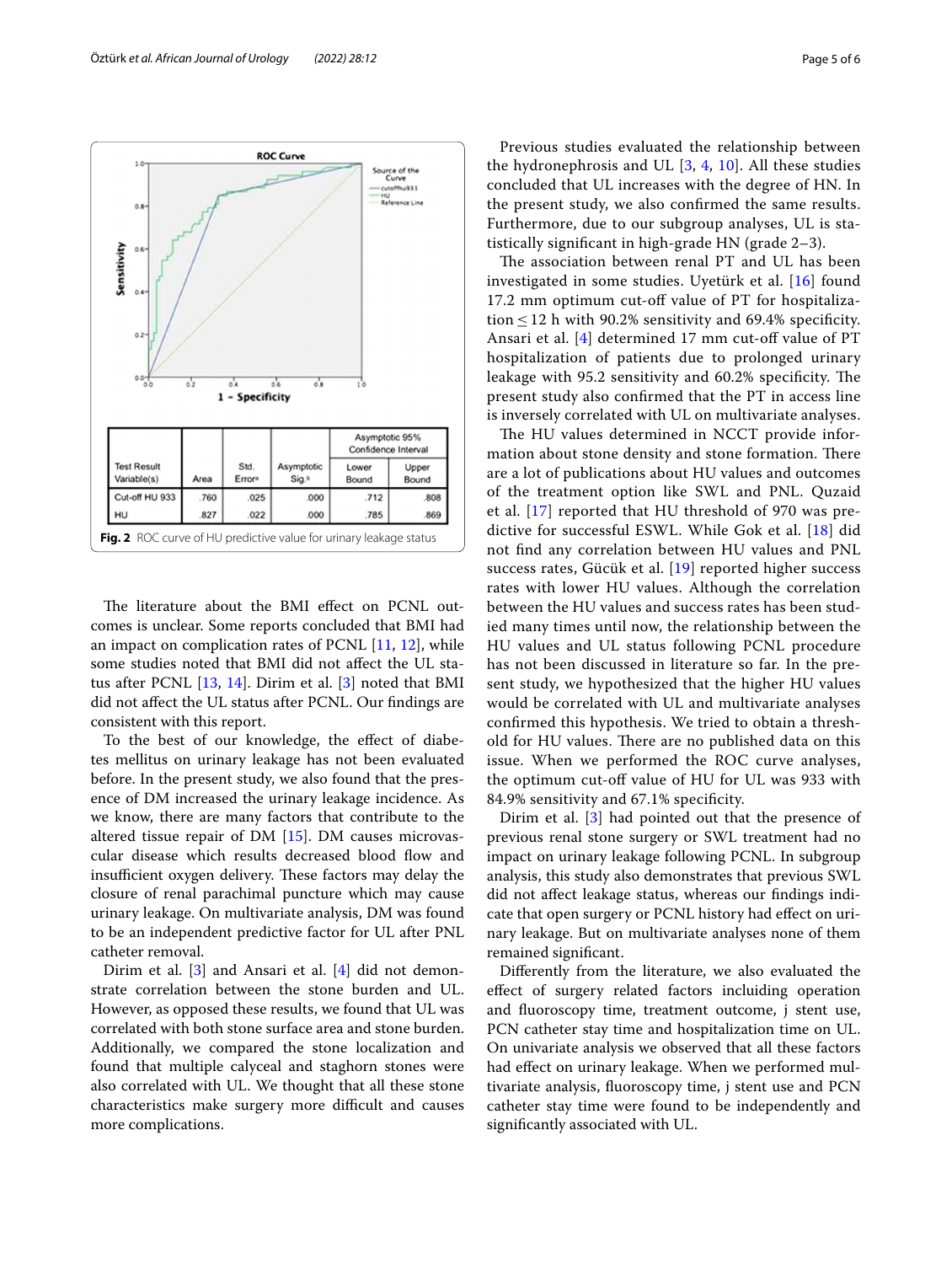ROC Curve

| Test Result Variable(s) | Area | Std. Error[a] | Asymptotic Sig.[b] | Asymptotic 95% Confidence Interval | |
|---|---|---|---|---|---|
| | | | | Lower Bound | Upper Bound |
| Cut-off HU 933 | .760 | .025 | .000 | .712 | .808 |
| HU | .827 | .022 | .000 | .785 | .869 |

**Fig. 2** ROC curve of HU predictive value for urinary leakage status

The literature about the BMI effect on PCNL outcomes is unclear. Some reports concluded that BMI had an impact on complication rates of PCNL [11, 12], while some studies noted that BMI did not affect the UL status after PCNL [13, 14]. Dirim et al. [3] noted that BMI did not affect the UL status after PCNL. Our findings are consistent with this report.

To the best of our knowledge, the effect of diabetes mellitus on urinary leakage has not been evaluated before. In the present study, we also found that the presence of DM increased the urinary leakage incidence. As we know, there are many factors that contribute to the altered tissue repair of DM [15]. DM causes microvascular disease which results decreased blood flow and insufficient oxygen delivery. These factors may delay the closure of renal parachimal puncture which may cause urinary leakage. On multivariate analysis, DM was found to be an independent predictive factor for UL after PNL catheter removal.

Dirim et al. [3] and Ansari et al. [4] did not demonstrate correlation between the stone burden and UL. However, as opposed these results, we found that UL was correlated with both stone surface area and stone burden. Additionally, we compared the stone localization and found that multiple calyceal and staghorn stones were also correlated with UL. We thought that all these stone characteristics make surgery more difficult and causes more complications.

Previous studies evaluated the relationship between the hydronephrosis and UL [3, 4, 10]. All these studies concluded that UL increases with the degree of HN. In the present study, we also confirmed the same results. Furthermore, due to our subgroup analyses, UL is statistically significant in high-grade HN (grade 2–3).

The association between renal PT and UL has been investigated in some studies. Uyetürk et al. [16] found 17.2 mm optimum cut-off value of PT for hospitalization ≤ 12 h with 90.2% sensitivity and 69.4% specificity. Ansari et al. [4] determined 17 mm cut-off value of PT hospitalization of patients due to prolonged urinary leakage with 95.2 sensitivity and 60.2% specificity. The present study also confirmed that the PT in access line is inversely correlated with UL on multivariate analyses.

The HU values determined in NCCT provide information about stone density and stone formation. There are a lot of publications about HU values and outcomes of the treatment option like SWL and PNL. Quzaid et al. [17] reported that HU threshold of 970 was predictive for successful ESWL. While Gok et al. [18] did not find any correlation between HU values and PNL success rates, Gücük et al. [19] reported higher success rates with lower HU values. Although the correlation between the HU values and success rates has been studied many times until now, the relationship between the HU values and UL status following PCNL procedure has not been discussed in literature so far. In the present study, we hypothesized that the higher HU values would be correlated with UL and multivariate analyses confirmed this hypothesis. We tried to obtain a threshold for HU values. There are no published data on this issue. When we performed the ROC curve analyses, the optimum cut-off value of HU for UL was 933 with 84.9% sensitivity and 67.1% specificity.

Dirim et al. [3] had pointed out that the presence of previous renal stone surgery or SWL treatment had no impact on urinary leakage following PCNL. In subgroup analysis, this study also demonstrates that previous SWL did not affect leakage status, whereas our findings indicate that open surgery or PCNL history had effect on urinary leakage. But on multivariate analyses none of them remained significant.

Differently from the literature, we also evaluated the effect of surgery related factors incluiding operation and fluoroscopy time, treatment outcome, j stent use, PCN catheter stay time and hospitalization time on UL. On univariate analysis we observed that all these factors had effect on urinary leakage. When we performed multivariate analysis, fluoroscopy time, j stent use and PCN catheter stay time were found to be independently and significantly associated with UL.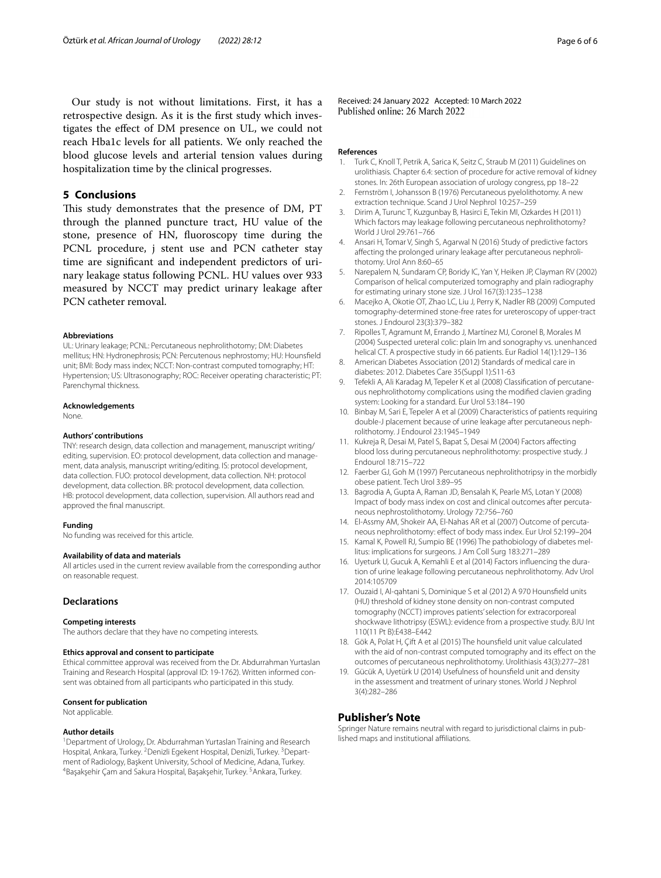Our study is not without limitations. First, it has a retrospective design. As it is the first study which investigates the effect of DM presence on UL, we could not reach Hba1c levels for all patients. We only reached the blood glucose levels and arterial tension values during hospitalization time by the clinical progresses.

## 5 Conclusions

This study demonstrates that the presence of DM, PT through the planned puncture tract, HU value of the stone, presence of HN, fluoroscopy time during the PCNL procedure, j stent use and PCN catheter stay time are significant and independent predictors of urinary leakage status following PCNL. HU values over 933 measured by NCCT may predict urinary leakage after PCN catheter removal.

#### Abbreviations

UL: Urinary leakage; PCNL: Percutaneous nephrolithotomy; DM: Diabetes mellitus; HN: Hydronephrosis; PCN: Percutenous nephrostomy; HU: Hounsfield unit; BMI: Body mass index; NCCT: Non-contrast computed tomography; HT: Hypertension; US: Ultrasonography; ROC: Receiver operating characteristic; PT: Parenchymal thickness.

#### Acknowledgements

None.

#### Authors' contributions

TNY: research design, data collection and management, manuscript writing/editing, supervision. EO: protocol development, data collection and management, data analysis, manuscript writing/editing. IS: protocol development, data collection. FUO: protocol development, data collection. NH: protocol development, data collection. BR: protocol development, data collection. HB: protocol development, data collection, supervision. All authors read and approved the final manuscript.

#### Funding

No funding was received for this article.

#### Availability of data and materials

All articles used in the current review available from the corresponding author on reasonable request.

### Declarations

#### Competing interests

The authors declare that they have no competing interests.

#### Ethics approval and consent to participate

Ethical committee approval was received from the Dr. Abdurrahman Yurtaslan Training and Research Hospital (approval ID: 19-1762). Written informed consent was obtained from all participants who participated in this study.

#### Consent for publication

Not applicable.

#### Author details

[1]Department of Urology, Dr. Abdurrahman Yurtaslan Training and Research Hospital, Ankara, Turkey. [2]Denizli Egekent Hospital, Denizli, Turkey. [3]Department of Radiology, Başkent University, School of Medicine, Adana, Turkey. [4]Başakşehir Çam and Sakura Hospital, Başakşehir, Turkey. [5]Ankara, Turkey.

Received: 24 January 2022 Accepted: 10 March 2022
Published online: 26 March 2022

#### References

1. Turk C, Knoll T, Petrik A, Sarica K, Seitz C, Straub M (2011) Guidelines on urolithiasis. Chapter 6.4: section of procedure for active removal of kidney stones. In: 26th European association of urology congress, pp 18–22
2. Fernström I, Johansson B (1976) Percutaneous pyelolithotomy. A new extraction technique. Scand J Urol Nephrol 10:257–259
3. Dirim A, Turunc T, Kuzgunbay B, Hasirci E, Tekin MI, Ozkardes H (2011) Which factors may leakage following percutaneous nephrolithotomy? World J Urol 29:761–766
4. Ansari H, Tomar V, Singh S, Agarwal N (2016) Study of predictive factors affecting the prolonged urinary leakage after percutaneous nephrolithotomy. Urol Ann 8:60–65
5. Narepalem N, Sundaram CP, Boridy IC, Yan Y, Heiken JP, Clayman RV (2002) Comparison of helical computerized tomography and plain radiography for estimating urinary stone size. J Urol 167(3):1235–1238
6. Macejko A, Okotie OT, Zhao LC, Liu J, Perry K, Nadler RB (2009) Computed tomography-determined stone-free rates for ureteroscopy of upper-tract stones. J Endourol 23(3):379–382
7. Ripolles T, Agramunt M, Errando J, Martínez MJ, Coronel B, Morales M (2004) Suspected ureteral colic: plain lm and sonography vs. unenhanced helical CT. A prospective study in 66 patients. Eur Radiol 14(1):129–136
8. American Diabetes Association (2012) Standards of medical care in diabetes: 2012. Diabetes Care 35(Suppl 1):S11-63
9. Tefekli A, Ali Karadag M, Tepeler K et al (2008) Classification of percutaneous nephrolithotomy complications using the modified clavien grading system: Looking for a standard. Eur Urol 53:184–190
10. Binbay M, Sari E, Tepeler A et al (2009) Characteristics of patients requiring double-J placement because of urine leakage after percutaneous nephrolithotomy. J Endourol 23:1945–1949
11. Kukreja R, Desai M, Patel S, Bapat S, Desai M (2004) Factors affecting blood loss during percutaneous nephrolithotomy: prospective study. J Endourol 18:715–722
12. Faerber GJ, Goh M (1997) Percutaneous nephrolithotripsy in the morbidly obese patient. Tech Urol 3:89–95
13. Bagrodia A, Gupta A, Raman JD, Bensalah K, Pearle MS, Lotan Y (2008) Impact of body mass index on cost and clinical outcomes after percutaneous nephrostolithotomy. Urology 72:756–760
14. El-Assmy AM, Shokeir AA, El-Nahas AR et al (2007) Outcome of percutaneous nephrolithotomy: effect of body mass index. Eur Urol 52:199–204
15. Kamal K, Powell RJ, Sumpio BE (1996) The pathobiology of diabetes mellitus: implications for surgeons. J Am Coll Surg 183:271–289
16. Uyeturk U, Gucuk A, Kemahli E et al (2014) Factors influencing the duration of urine leakage following percutaneous nephrolithotomy. Adv Urol 2014:105709
17. Ouzaid I, Al-qahtani S, Dominique S et al (2012) A 970 Hounsfield units (HU) threshold of kidney stone density on non-contrast computed tomography (NCCT) improves patients' selection for extracorporeal shockwave lithotripsy (ESWL): evidence from a prospective study. BJU Int 110(11 Pt B):E438–E442
18. Gök A, Polat H, Çift A et al (2015) The hounsfield unit value calculated with the aid of non-contrast computed tomography and its effect on the outcomes of percutaneous nephrolithotomy. Urolithiasis 43(3):277–281
19. Gücük A, Uyetürk U (2014) Usefulness of hounsfield unit and density in the assessment and treatment of urinary stones. World J Nephrol 3(4):282–286

## Publisher's Note

Springer Nature remains neutral with regard to jurisdictional claims in published maps and institutional affiliations.